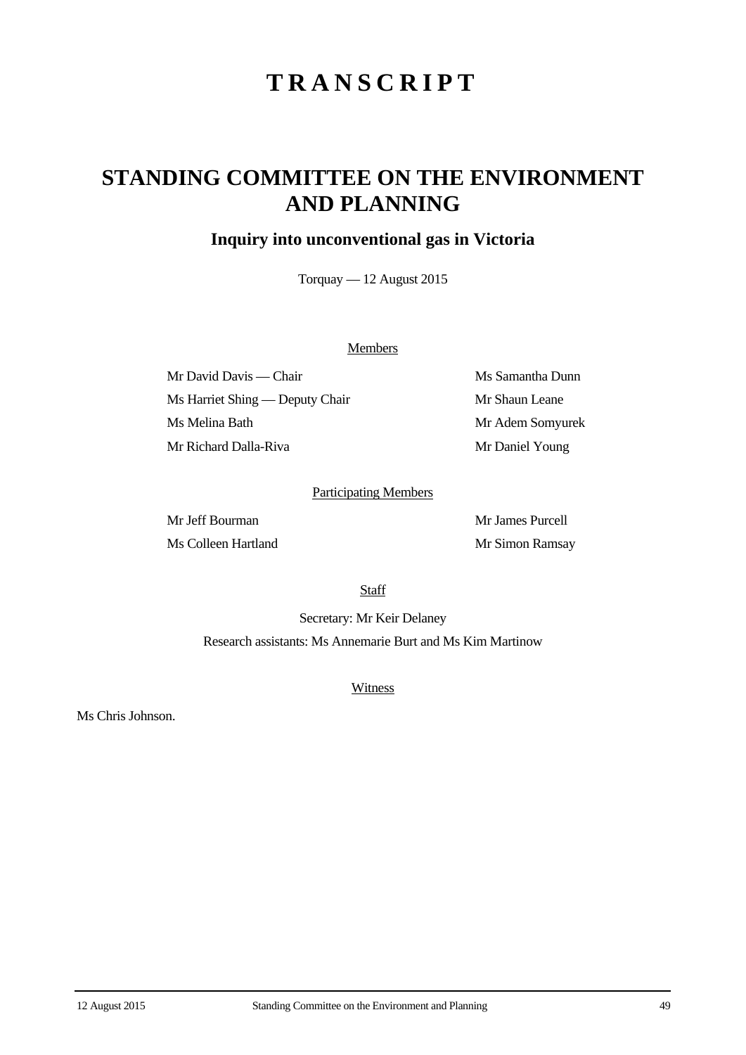# TRANSCRIPT

## STANDING COMMITTEE ON THE ENVIRONMENT AND PLANNING

### Inquiry into unconventional gas in Victoria

Torquay — 12 August 2015

Members

Mr David Davis — Chair

Ms Harriet Shing — Deputy Chair

Ms Melina Bath

Mr Richard Dalla-Riva

Ms Samantha Dunn

Mr Shaun Leane

Mr Adem Somyurek

Mr Daniel Young

Participating Members

Mr Jeff Bourman

Ms Colleen Hartland

Mr James Purcell

Mr Simon Ramsay

Staff

Secretary: Mr Keir Delaney

Research assistants: Ms Annemarie Burt and Ms Kim Martinow

Witness

Ms Chris Johnson.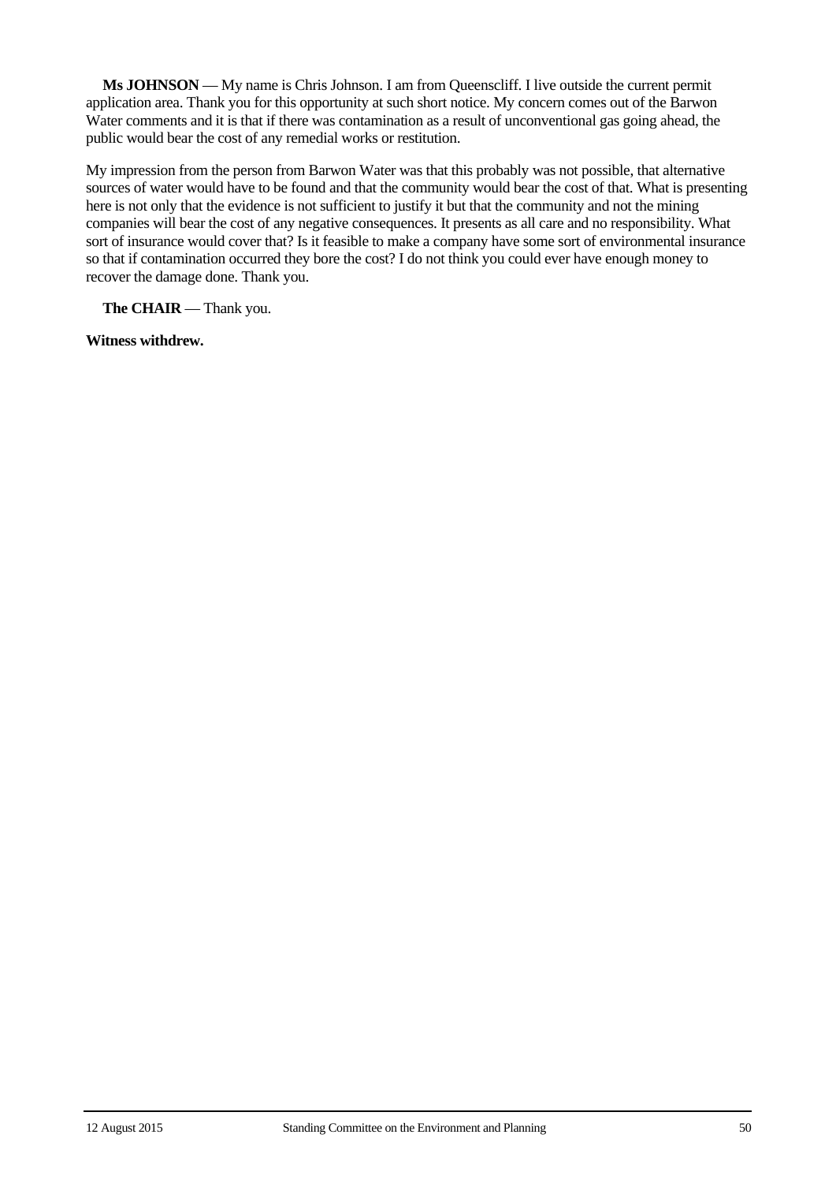**Ms JOHNSON** — My name is Chris Johnson. I am from Queenscliff. I live outside the current permit application area. Thank you for this opportunity at such short notice. My concern comes out of the Barwon Water comments and it is that if there was contamination as a result of unconventional gas going ahead, the public would bear the cost of any remedial works or restitution.

My impression from the person from Barwon Water was that this probably was not possible, that alternative sources of water would have to be found and that the community would bear the cost of that. What is presenting here is not only that the evidence is not sufficient to justify it but that the community and not the mining companies will bear the cost of any negative consequences. It presents as all care and no responsibility. What sort of insurance would cover that? Is it feasible to make a company have some sort of environmental insurance so that if contamination occurred they bore the cost? I do not think you could ever have enough money to recover the damage done. Thank you.

**The CHAIR** — Thank you.

**Witness withdrew.**